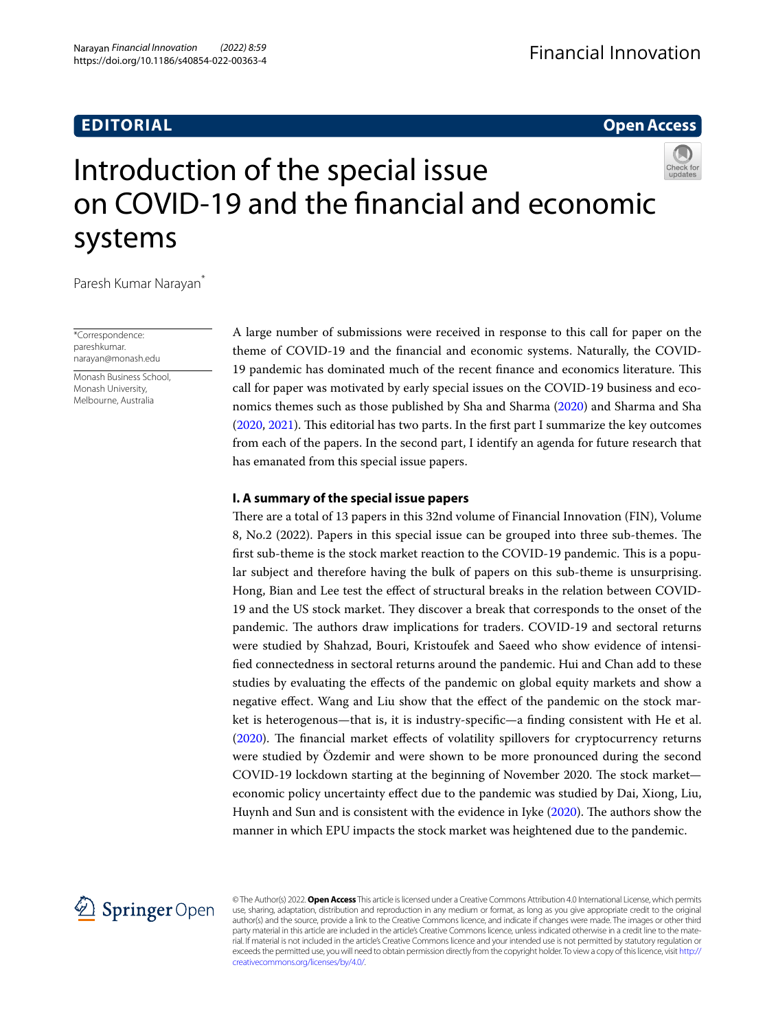EDITORIAL

Open Access

# Introduction of the special issue on COVID-19 and the financial and economic systems

Paresh Kumar Narayan*

*Correspondence: pareshkumar.narayan@monash.edu

Monash Business School, Monash University, Melbourne, Australia

A large number of submissions were received in response to this call for paper on the theme of COVID-19 and the financial and economic systems. Naturally, the COVID-19 pandemic has dominated much of the recent finance and economics literature. This call for paper was motivated by early special issues on the COVID-19 business and economics themes such as those published by Sha and Sharma (2020) and Sharma and Sha (2020, 2021). This editorial has two parts. In the first part I summarize the key outcomes from each of the papers. In the second part, I identify an agenda for future research that has emanated from this special issue papers.

## I. A summary of the special issue papers

There are a total of 13 papers in this 32nd volume of Financial Innovation (FIN), Volume 8, No.2 (2022). Papers in this special issue can be grouped into three sub-themes. The first sub-theme is the stock market reaction to the COVID-19 pandemic. This is a popular subject and therefore having the bulk of papers on this sub-theme is unsurprising. Hong, Bian and Lee test the effect of structural breaks in the relation between COVID-19 and the US stock market. They discover a break that corresponds to the onset of the pandemic. The authors draw implications for traders. COVID-19 and sectoral returns were studied by Shahzad, Bouri, Kristoufek and Saeed who show evidence of intensified connectedness in sectoral returns around the pandemic. Hui and Chan add to these studies by evaluating the effects of the pandemic on global equity markets and show a negative effect. Wang and Liu show that the effect of the pandemic on the stock market is heterogenous—that is, it is industry-specific—a finding consistent with He et al. (2020). The financial market effects of volatility spillovers for cryptocurrency returns were studied by Özdemir and were shown to be more pronounced during the second COVID-19 lockdown starting at the beginning of November 2020. The stock market—economic policy uncertainty effect due to the pandemic was studied by Dai, Xiong, Liu, Huynh and Sun and is consistent with the evidence in Iyke (2020). The authors show the manner in which EPU impacts the stock market was heightened due to the pandemic.

© The Author(s) 2022. **Open Access** This article is licensed under a Creative Commons Attribution 4.0 International License, which permits use, sharing, adaptation, distribution and reproduction in any medium or format, as long as you give appropriate credit to the original author(s) and the source, provide a link to the Creative Commons licence, and indicate if changes were made. The images or other third party material in this article are included in the article's Creative Commons licence, unless indicated otherwise in a credit line to the material. If material is not included in the article's Creative Commons licence and your intended use is not permitted by statutory regulation or exceeds the permitted use, you will need to obtain permission directly from the copyright holder. To view a copy of this licence, visit http://creativecommons.org/licenses/by/4.0/.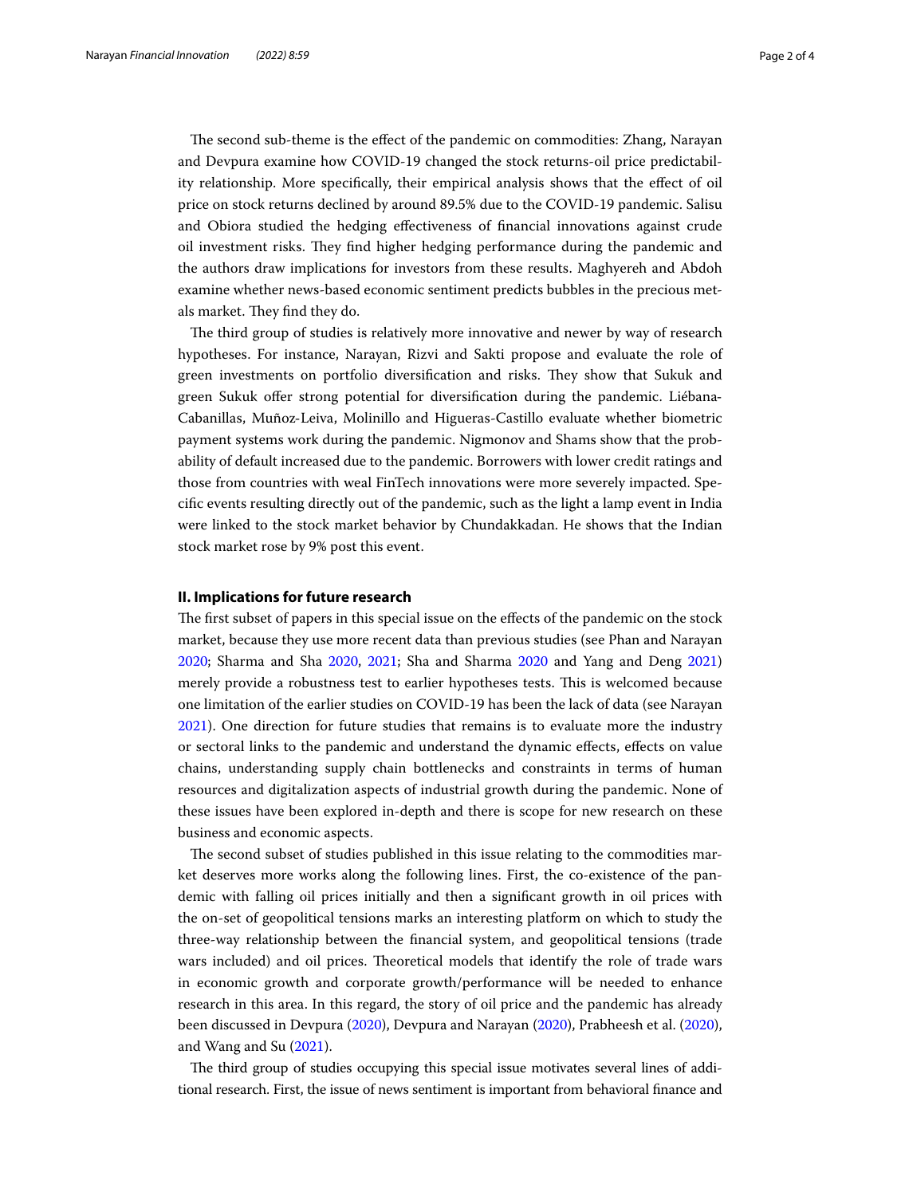The second sub-theme is the effect of the pandemic on commodities: Zhang, Narayan and Devpura examine how COVID-19 changed the stock returns-oil price predictability relationship. More specifically, their empirical analysis shows that the effect of oil price on stock returns declined by around 89.5% due to the COVID-19 pandemic. Salisu and Obiora studied the hedging effectiveness of financial innovations against crude oil investment risks. They find higher hedging performance during the pandemic and the authors draw implications for investors from these results. Maghyereh and Abdoh examine whether news-based economic sentiment predicts bubbles in the precious metals market. They find they do.

The third group of studies is relatively more innovative and newer by way of research hypotheses. For instance, Narayan, Rizvi and Sakti propose and evaluate the role of green investments on portfolio diversification and risks. They show that Sukuk and green Sukuk offer strong potential for diversification during the pandemic. Liébana-Cabanillas, Muñoz-Leiva, Molinillo and Higueras-Castillo evaluate whether biometric payment systems work during the pandemic. Nigmonov and Shams show that the probability of default increased due to the pandemic. Borrowers with lower credit ratings and those from countries with weal FinTech innovations were more severely impacted. Specific events resulting directly out of the pandemic, such as the light a lamp event in India were linked to the stock market behavior by Chundakkadan. He shows that the Indian stock market rose by 9% post this event.

## II. Implications for future research

The first subset of papers in this special issue on the effects of the pandemic on the stock market, because they use more recent data than previous studies (see Phan and Narayan 2020; Sharma and Sha 2020, 2021; Sha and Sharma 2020 and Yang and Deng 2021) merely provide a robustness test to earlier hypotheses tests. This is welcomed because one limitation of the earlier studies on COVID-19 has been the lack of data (see Narayan 2021). One direction for future studies that remains is to evaluate more the industry or sectoral links to the pandemic and understand the dynamic effects, effects on value chains, understanding supply chain bottlenecks and constraints in terms of human resources and digitalization aspects of industrial growth during the pandemic. None of these issues have been explored in-depth and there is scope for new research on these business and economic aspects.

The second subset of studies published in this issue relating to the commodities market deserves more works along the following lines. First, the co-existence of the pandemic with falling oil prices initially and then a significant growth in oil prices with the on-set of geopolitical tensions marks an interesting platform on which to study the three-way relationship between the financial system, and geopolitical tensions (trade wars included) and oil prices. Theoretical models that identify the role of trade wars in economic growth and corporate growth/performance will be needed to enhance research in this area. In this regard, the story of oil price and the pandemic has already been discussed in Devpura (2020), Devpura and Narayan (2020), Prabheesh et al. (2020), and Wang and Su (2021).

The third group of studies occupying this special issue motivates several lines of additional research. First, the issue of news sentiment is important from behavioral finance and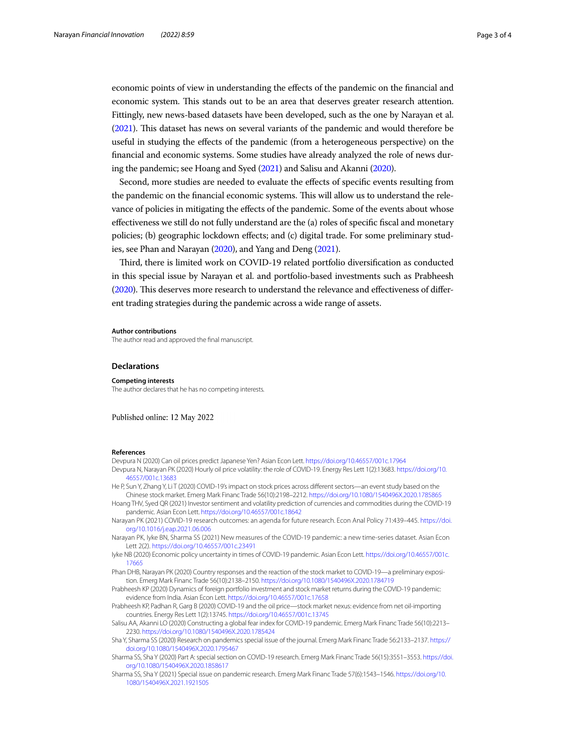economic points of view in understanding the effects of the pandemic on the financial and economic system. This stands out to be an area that deserves greater research attention. Fittingly, new news-based datasets have been developed, such as the one by Narayan et al. (2021). This dataset has news on several variants of the pandemic and would therefore be useful in studying the effects of the pandemic (from a heterogeneous perspective) on the financial and economic systems. Some studies have already analyzed the role of news during the pandemic; see Hoang and Syed (2021) and Salisu and Akanni (2020).

Second, more studies are needed to evaluate the effects of specific events resulting from the pandemic on the financial economic systems. This will allow us to understand the relevance of policies in mitigating the effects of the pandemic. Some of the events about whose effectiveness we still do not fully understand are the (a) roles of specific fiscal and monetary policies; (b) geographic lockdown effects; and (c) digital trade. For some preliminary studies, see Phan and Narayan (2020), and Yang and Deng (2021).

Third, there is limited work on COVID-19 related portfolio diversification as conducted in this special issue by Narayan et al. and portfolio-based investments such as Prabheesh (2020). This deserves more research to understand the relevance and effectiveness of different trading strategies during the pandemic across a wide range of assets.

#### Author contributions

The author read and approved the final manuscript.

## Declarations

#### Competing interests

The author declares that he has no competing interests.

Published online: 12 May 2022

#### References

Devpura N (2020) Can oil prices predict Japanese Yen? Asian Econ Lett. https://doi.org/10.46557/001c.17964

Devpura N, Narayan PK (2020) Hourly oil price volatility: the role of COVID-19. Energy Res Lett 1(2):13683. https://doi.org/10.46557/001c.13683

He P, Sun Y, Zhang Y, Li T (2020) COVID-19's impact on stock prices across different sectors—an event study based on the Chinese stock market. Emerg Mark Financ Trade 56(10):2198–2212. https://doi.org/10.1080/1540496X.2020.1785865

Hoang THV, Syed QR (2021) Investor sentiment and volatility prediction of currencies and commodities during the COVID-19 pandemic. Asian Econ Lett. https://doi.org/10.46557/001c.18642

Narayan PK (2021) COVID-19 research outcomes: an agenda for future research. Econ Anal Policy 71:439–445. https://doi.org/10.1016/j.eap.2021.06.006

Narayan PK, Iyke BN, Sharma SS (2021) New measures of the COVID-19 pandemic: a new time-series dataset. Asian Econ Lett 2(2). https://doi.org/10.46557/001c.23491

Iyke NB (2020) Economic policy uncertainty in times of COVID-19 pandemic. Asian Econ Lett. https://doi.org/10.46557/001c.17665

Phan DHB, Narayan PK (2020) Country responses and the reaction of the stock market to COVID-19—a preliminary exposition. Emerg Mark Financ Trade 56(10):2138–2150. https://doi.org/10.1080/1540496X.2020.1784719

Prabheesh KP (2020) Dynamics of foreign portfolio investment and stock market returns during the COVID-19 pandemic: evidence from India. Asian Econ Lett. https://doi.org/10.46557/001c.17658

Prabheesh KP, Padhan R, Garg B (2020) COVID-19 and the oil price—stock market nexus: evidence from net oil-importing countries. Energy Res Lett 1(2):13745. https://doi.org/10.46557/001c.13745

Salisu AA, Akanni LO (2020) Constructing a global fear index for COVID-19 pandemic. Emerg Mark Financ Trade 56(10):2213–2230. https://doi.org/10.1080/1540496X.2020.1785424

Sha Y, Sharma SS (2020) Research on pandemics special issue of the journal. Emerg Mark Financ Trade 56:2133–2137. https://doi.org/10.1080/1540496X.2020.1795467

Sharma SS, Sha Y (2020) Part A: special section on COVID-19 research. Emerg Mark Financ Trade 56(15):3551–3553. https://doi.org/10.1080/1540496X.2020.1858617

Sharma SS, Sha Y (2021) Special issue on pandemic research. Emerg Mark Financ Trade 57(6):1543–1546. https://doi.org/10.1080/1540496X.2021.1921505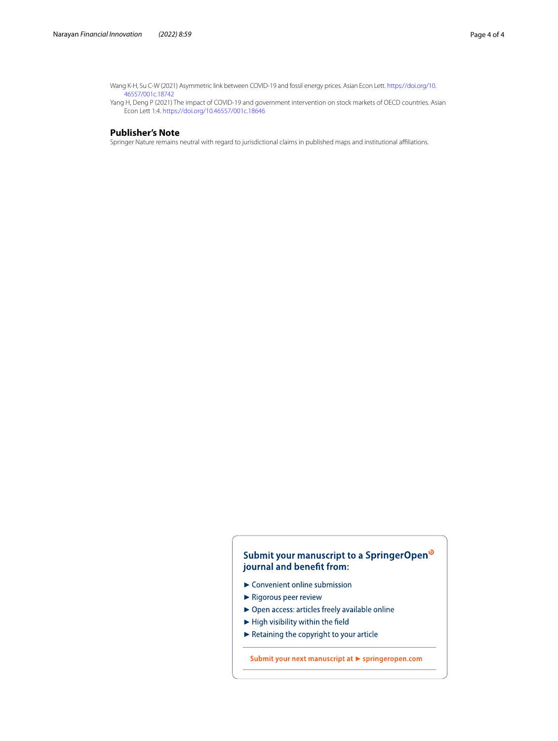Wang K-H, Su C-W (2021) Asymmetric link between COVID-19 and fossil energy prices. Asian Econ Lett. https://doi.org/10.46557/001c.18742

Yang H, Deng P (2021) The impact of COVID-19 and government intervention on stock markets of OECD countries. Asian Econ Lett 1:4. https://doi.org/10.46557/001c.18646

## Publisher's Note

Springer Nature remains neutral with regard to jurisdictional claims in published maps and institutional affiliations.

**Submit your manuscript to a SpringerOpen journal and benefit from:**

- ► Convenient online submission
- ► Rigorous peer review
- ► Open access: articles freely available online
- ► High visibility within the field
- ► Retaining the copyright to your article

**Submit your next manuscript at ► springeropen.com**